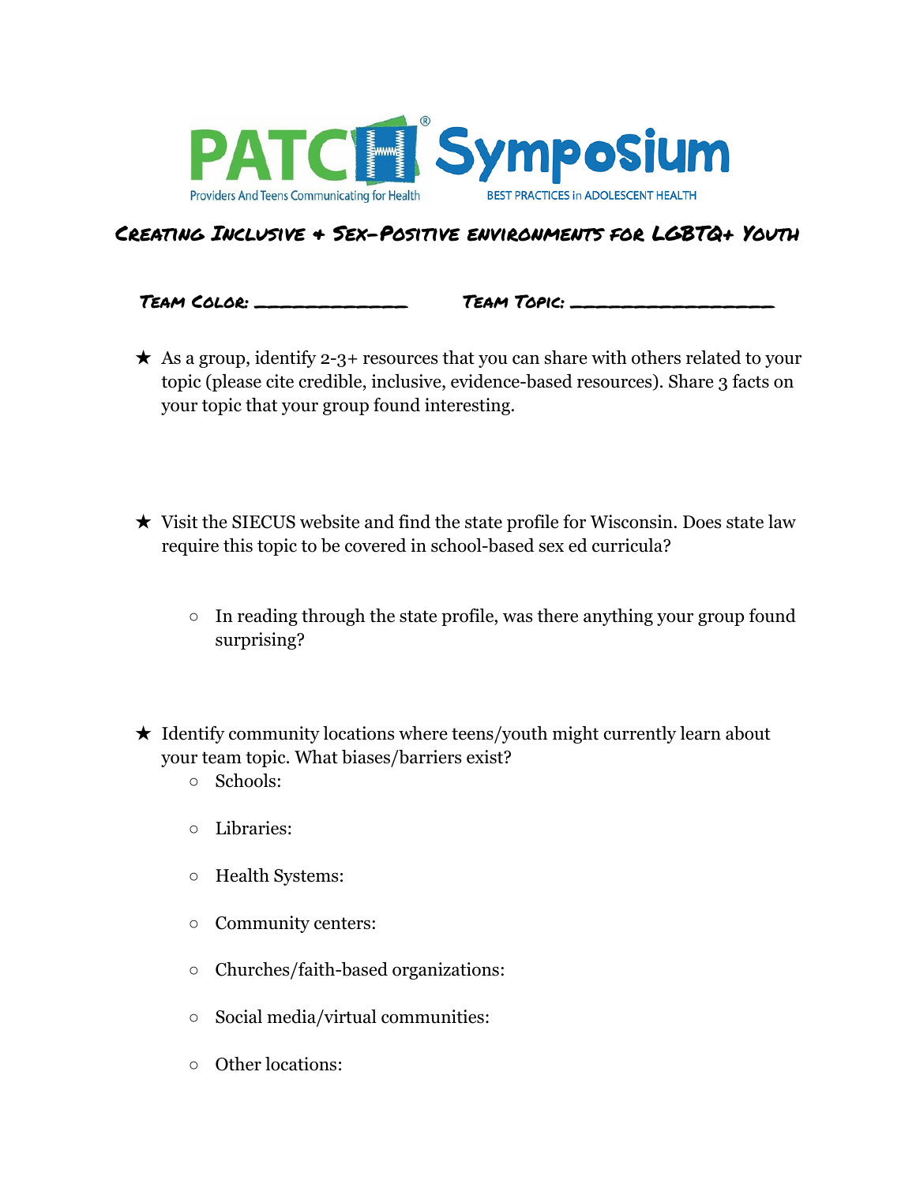# PATCH Symposium

Providers And Teens Communicating for Health — BEST PRACTICES in ADOLESCENT HEALTH

## Creating Inclusive + Sex-Positive environments for LGBTQ+ Youth

**Team Color:** ____________ **Team Topic:** ________________

- ★ As a group, identify 2-3+ resources that you can share with others related to your topic (please cite credible, inclusive, evidence-based resources). Share 3 facts on your topic that your group found interesting.

- ★ Visit the SIECUS website and find the state profile for Wisconsin. Does state law require this topic to be covered in school-based sex ed curricula?
  - In reading through the state profile, was there anything your group found surprising?

- ★ Identify community locations where teens/youth might currently learn about your team topic. What biases/barriers exist?
  - Schools:
  - Libraries:
  - Health Systems:
  - Community centers:
  - Churches/faith-based organizations:
  - Social media/virtual communities:
  - Other locations: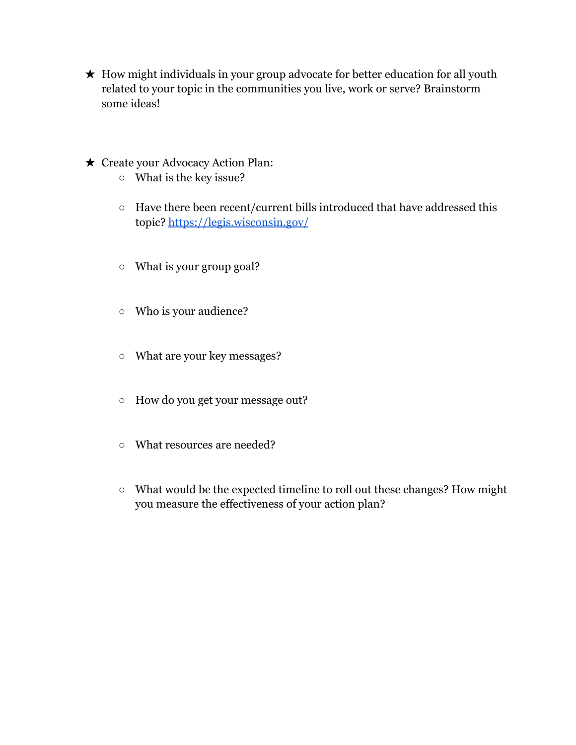- ★ How might individuals in your group advocate for better education for all youth related to your topic in the communities you live, work or serve? Brainstorm some ideas!

- ★ Create your Advocacy Action Plan:
  - What is the key issue?
  - Have there been recent/current bills introduced that have addressed this topic? [https://legis.wisconsin.gov/](https://legis.wisconsin.gov/)
  - What is your group goal?
  - Who is your audience?
  - What are your key messages?
  - How do you get your message out?
  - What resources are needed?
  - What would be the expected timeline to roll out these changes? How might you measure the effectiveness of your action plan?